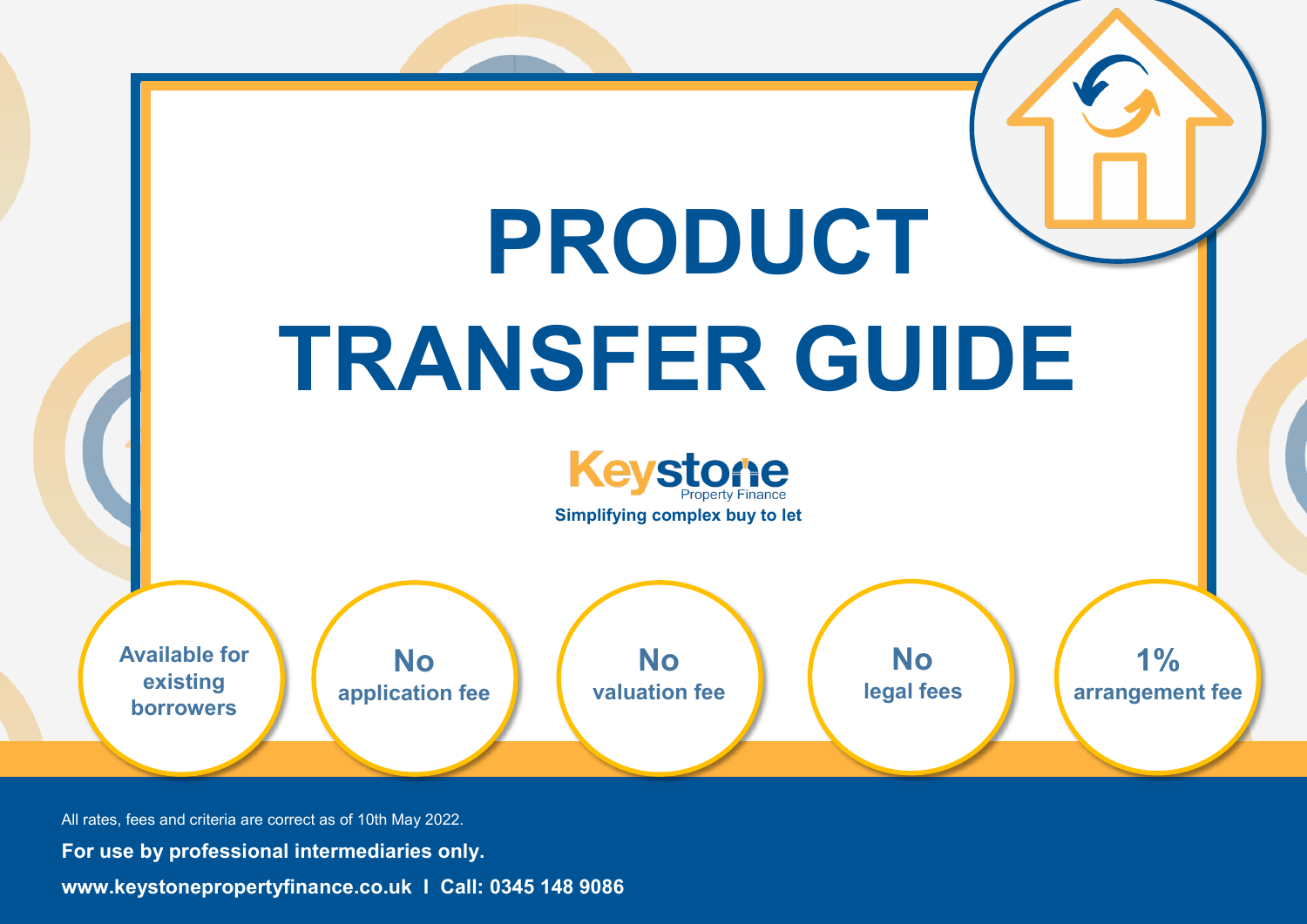# PRODUCT TRANSFER GUIDE

**Keystone** Property Finance

**Simplifying complex buy to let**

- **Available for existing borrowers**
- **No application fee**
- **No valuation fee**
- **No legal fees**
- **1% arrangement fee**

All rates, fees and criteria are correct as of 10th May 2022.

**For use by professional intermediaries only.**

**www.keystonepropertyfinance.co.uk I Call: 0345 148 9086**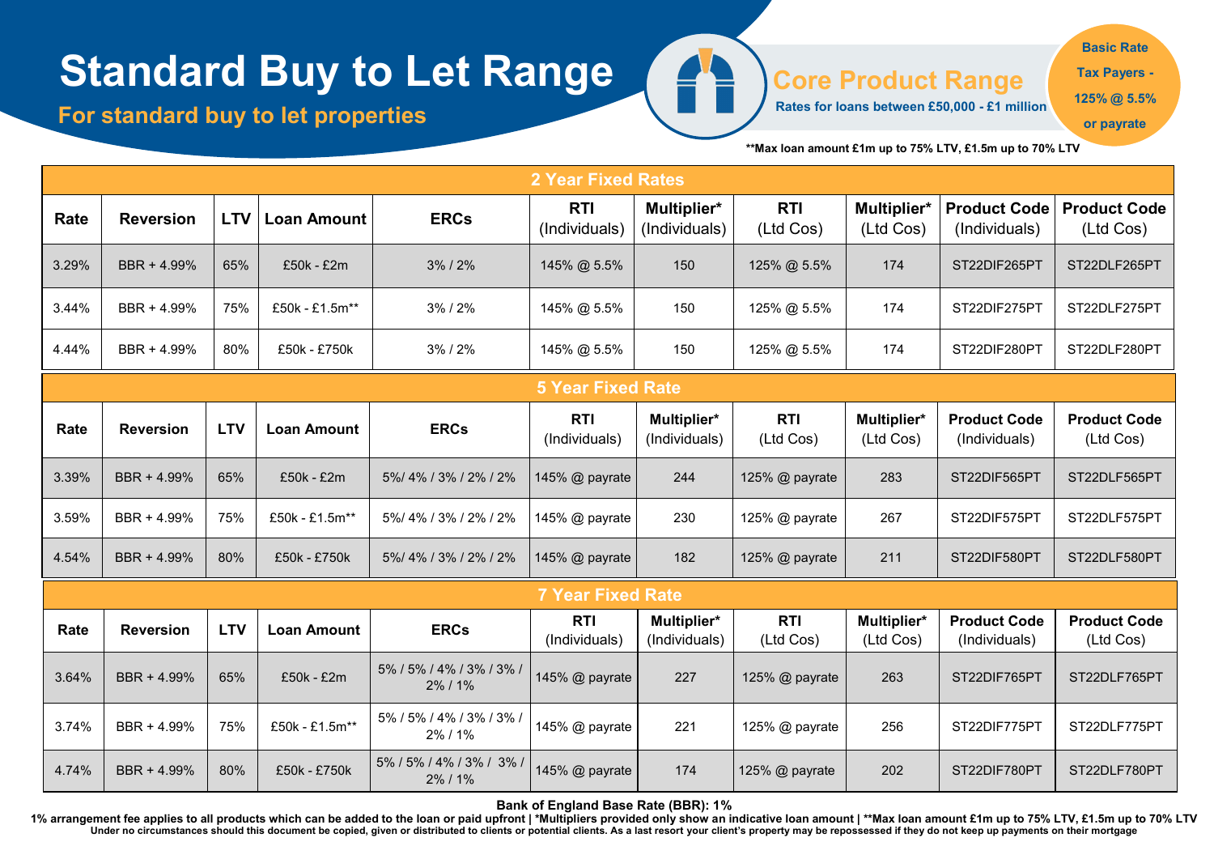# Standard Buy to Let Range

## For standard buy to let properties

**Core Product Range**

Rates for loans between £50,000 - £1 million

**Basic Rate Tax Payers - 125% @ 5.5% or payrate**

**Max loan amount £1m up to 75% LTV, £1.5m up to 70% LTV

| 2 Year Fixed Rates | | | | | | | | | | |
|---|---|---|---|---|---|---|---|---|---|---|
| **Rate** | **Reversion** | **LTV** | **Loan Amount** | **ERCs** | **RTI** (Individuals) | **Multiplier*** (Individuals) | **RTI** (Ltd Cos) | **Multiplier*** (Ltd Cos) | **Product Code** (Individuals) | **Product Code** (Ltd Cos) |
| 3.29% | BBR + 4.99% | 65% | £50k - £2m | 3% / 2% | 145% @ 5.5% | 150 | 125% @ 5.5% | 174 | ST22DIF265PT | ST22DLF265PT |
| 3.44% | BBR + 4.99% | 75% | £50k - £1.5m** | 3% / 2% | 145% @ 5.5% | 150 | 125% @ 5.5% | 174 | ST22DIF275PT | ST22DLF275PT |
| 4.44% | BBR + 4.99% | 80% | £50k - £750k | 3% / 2% | 145% @ 5.5% | 150 | 125% @ 5.5% | 174 | ST22DIF280PT | ST22DLF280PT |

| 5 Year Fixed Rate | | | | | | | | | | |
|---|---|---|---|---|---|---|---|---|---|---|
| **Rate** | **Reversion** | **LTV** | **Loan Amount** | **ERCs** | **RTI** (Individuals) | **Multiplier*** (Individuals) | **RTI** (Ltd Cos) | **Multiplier*** (Ltd Cos) | **Product Code** (Individuals) | **Product Code** (Ltd Cos) |
| 3.39% | BBR + 4.99% | 65% | £50k - £2m | 5%/ 4% / 3% / 2% / 2% | 145% @ payrate | 244 | 125% @ payrate | 283 | ST22DIF565PT | ST22DLF565PT |
| 3.59% | BBR + 4.99% | 75% | £50k - £1.5m** | 5%/ 4% / 3% / 2% / 2% | 145% @ payrate | 230 | 125% @ payrate | 267 | ST22DIF575PT | ST22DLF575PT |
| 4.54% | BBR + 4.99% | 80% | £50k - £750k | 5%/ 4% / 3% / 2% / 2% | 145% @ payrate | 182 | 125% @ payrate | 211 | ST22DIF580PT | ST22DLF580PT |

| 7 Year Fixed Rate | | | | | | | | | | |
|---|---|---|---|---|---|---|---|---|---|---|
| **Rate** | **Reversion** | **LTV** | **Loan Amount** | **ERCs** | **RTI** (Individuals) | **Multiplier*** (Individuals) | **RTI** (Ltd Cos) | **Multiplier*** (Ltd Cos) | **Product Code** (Individuals) | **Product Code** (Ltd Cos) |
| 3.64% | BBR + 4.99% | 65% | £50k - £2m | 5% / 5% / 4% / 3% / 3% / 2% / 1% | 145% @ payrate | 227 | 125% @ payrate | 263 | ST22DIF765PT | ST22DLF765PT |
| 3.74% | BBR + 4.99% | 75% | £50k - £1.5m** | 5% / 5% / 4% / 3% / 3% / 2% / 1% | 145% @ payrate | 221 | 125% @ payrate | 256 | ST22DIF775PT | ST22DLF775PT |
| 4.74% | BBR + 4.99% | 80% | £50k - £750k | 5% / 5% / 4% / 3% / 3% / 2% / 1% | 145% @ payrate | 174 | 125% @ payrate | 202 | ST22DIF780PT | ST22DLF780PT |

**Bank of England Base Rate (BBR): 1%**

**1% arrangement fee applies to all products which can be added to the loan or paid upfront | *Multipliers provided only show an indicative loan amount | **Max loan amount £1m up to 75% LTV, £1.5m up to 70% LTV**

**Under no circumstances should this document be copied, given or distributed to clients or potential clients. As a last resort your client's property may be repossessed if they do not keep up payments on their mortgage**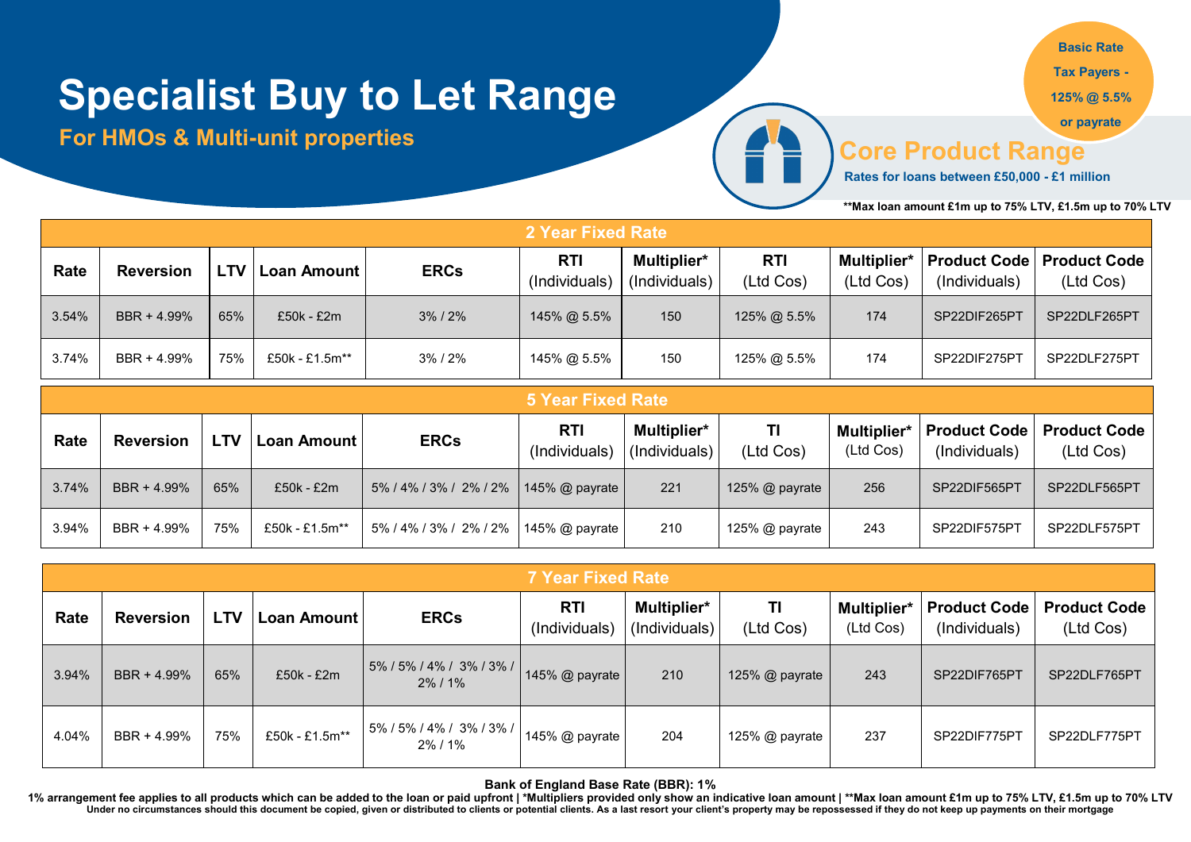# Specialist Buy to Let Range

**For HMOs & Multi-unit properties**

**Basic Rate Tax Payers - 125% @ 5.5% or payrate**

## Core Product Range

**Rates for loans between £50,000 - £1 million**

**\*\*Max loan amount £1m up to 75% LTV, £1.5m up to 70% LTV**

### 2 Year Fixed Rate

| Rate | Reversion | LTV | Loan Amount | ERCs | RTI (Individuals) | Multiplier* (Individuals) | RTI (Ltd Cos) | Multiplier* (Ltd Cos) | Product Code (Individuals) | Product Code (Ltd Cos) |
|---|---|---|---|---|---|---|---|---|---|---|
| 3.54% | BBR + 4.99% | 65% | £50k - £2m | 3% / 2% | 145% @ 5.5% | 150 | 125% @ 5.5% | 174 | SP22DIF265PT | SP22DLF265PT |
| 3.74% | BBR + 4.99% | 75% | £50k - £1.5m** | 3% / 2% | 145% @ 5.5% | 150 | 125% @ 5.5% | 174 | SP22DIF275PT | SP22DLF275PT |

### 5 Year Fixed Rate

| Rate | Reversion | LTV | Loan Amount | ERCs | RTI (Individuals) | Multiplier* (Individuals) | TI (Ltd Cos) | Multiplier* (Ltd Cos) | Product Code (Individuals) | Product Code (Ltd Cos) |
|---|---|---|---|---|---|---|---|---|---|---|
| 3.74% | BBR + 4.99% | 65% | £50k - £2m | 5% / 4% / 3% / 2% / 2% | 145% @ payrate | 221 | 125% @ payrate | 256 | SP22DIF565PT | SP22DLF565PT |
| 3.94% | BBR + 4.99% | 75% | £50k - £1.5m** | 5% / 4% / 3% / 2% / 2% | 145% @ payrate | 210 | 125% @ payrate | 243 | SP22DIF575PT | SP22DLF575PT |

### 7 Year Fixed Rate

| Rate | Reversion | LTV | Loan Amount | ERCs | RTI (Individuals) | Multiplier* (Individuals) | TI (Ltd Cos) | Multiplier* (Ltd Cos) | Product Code (Individuals) | Product Code (Ltd Cos) |
|---|---|---|---|---|---|---|---|---|---|---|
| 3.94% | BBR + 4.99% | 65% | £50k - £2m | 5% / 5% / 4% / 3% / 3% / 2% / 1% | 145% @ payrate | 210 | 125% @ payrate | 243 | SP22DIF765PT | SP22DLF765PT |
| 4.04% | BBR + 4.99% | 75% | £50k - £1.5m** | 5% / 5% / 4% / 3% / 3% / 2% / 1% | 145% @ payrate | 204 | 125% @ payrate | 237 | SP22DIF775PT | SP22DLF775PT |

**Bank of England Base Rate (BBR): 1%**

**1% arrangement fee applies to all products which can be added to the loan or paid upfront | \*Multipliers provided only show an indicative loan amount | \*\*Max loan amount £1m up to 75% LTV, £1.5m up to 70% LTV**

**Under no circumstances should this document be copied, given or distributed to clients or potential clients. As a last resort your client's property may be repossessed if they do not keep up payments on their mortgage**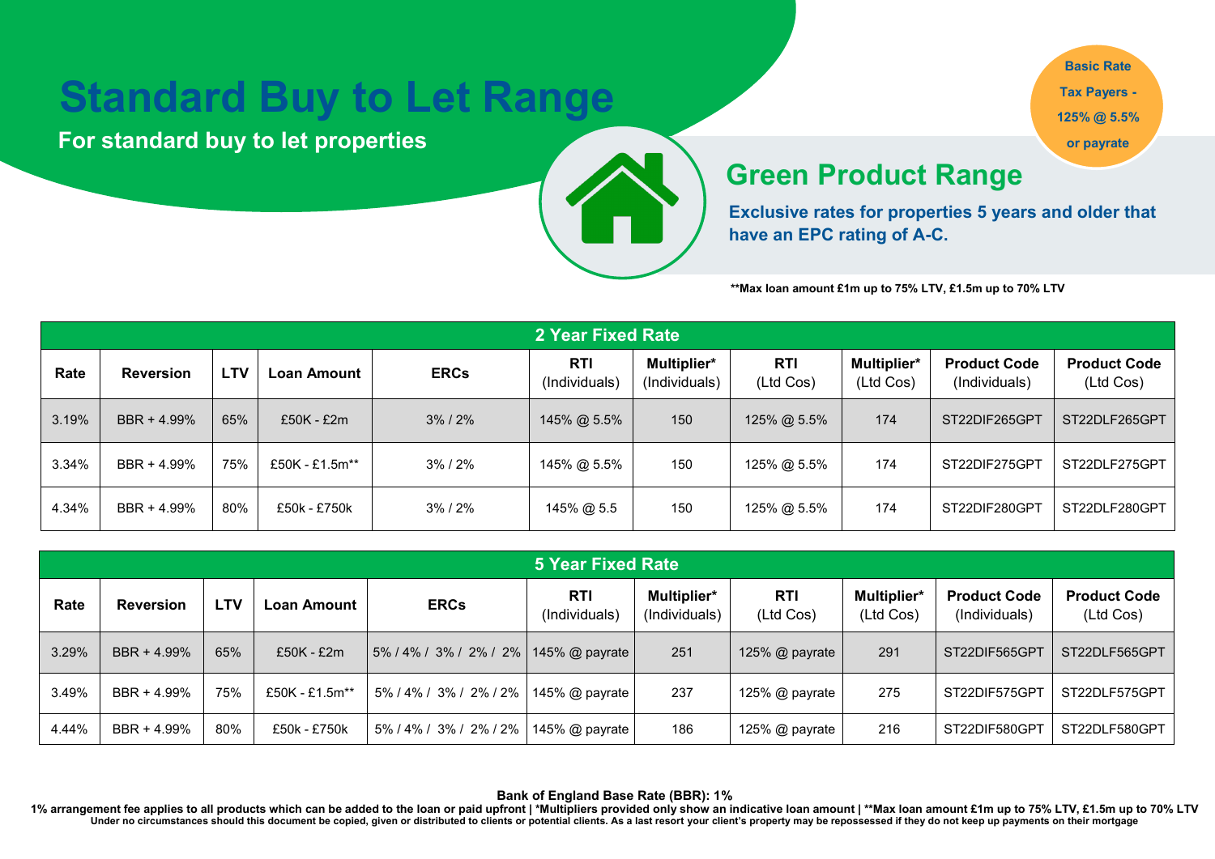# Standard Buy to Let Range

**For standard buy to let properties**

Basic Rate Tax Payers - 125% @ 5.5% or payrate

## Green Product Range

**Exclusive rates for properties 5 years and older that have an EPC rating of A-C.**

**Max loan amount £1m up to 75% LTV, £1.5m up to 70% LTV

| 2 Year Fixed Rate | | | | | | | | | | |
|---|---|---|---|---|---|---|---|---|---|---|
| **Rate** | **Reversion** | **LTV** | **Loan Amount** | **ERCs** | **RTI** (Individuals) | **Multiplier*** (Individuals) | **RTI** (Ltd Cos) | **Multiplier*** (Ltd Cos) | **Product Code** (Individuals) | **Product Code** (Ltd Cos) |
| 3.19% | BBR + 4.99% | 65% | £50K - £2m | 3% / 2% | 145% @ 5.5% | 150 | 125% @ 5.5% | 174 | ST22DIF265GPT | ST22DLF265GPT |
| 3.34% | BBR + 4.99% | 75% | £50K - £1.5m** | 3% / 2% | 145% @ 5.5% | 150 | 125% @ 5.5% | 174 | ST22DIF275GPT | ST22DLF275GPT |
| 4.34% | BBR + 4.99% | 80% | £50k - £750k | 3% / 2% | 145% @ 5.5 | 150 | 125% @ 5.5% | 174 | ST22DIF280GPT | ST22DLF280GPT |

| 5 Year Fixed Rate | | | | | | | | | | |
|---|---|---|---|---|---|---|---|---|---|---|
| **Rate** | **Reversion** | **LTV** | **Loan Amount** | **ERCs** | **RTI** (Individuals) | **Multiplier*** (Individuals) | **RTI** (Ltd Cos) | **Multiplier*** (Ltd Cos) | **Product Code** (Individuals) | **Product Code** (Ltd Cos) |
| 3.29% | BBR + 4.99% | 65% | £50K - £2m | 5% / 4% / 3% / 2% / 2% | 145% @ payrate | 251 | 125% @ payrate | 291 | ST22DIF565GPT | ST22DLF565GPT |
| 3.49% | BBR + 4.99% | 75% | £50K - £1.5m** | 5% / 4% / 3% / 2% / 2% | 145% @ payrate | 237 | 125% @ payrate | 275 | ST22DIF575GPT | ST22DLF575GPT |
| 4.44% | BBR + 4.99% | 80% | £50k - £750k | 5% / 4% / 3% / 2% / 2% | 145% @ payrate | 186 | 125% @ payrate | 216 | ST22DIF580GPT | ST22DLF580GPT |

**Bank of England Base Rate (BBR): 1%**

**1% arrangement fee applies to all products which can be added to the loan or paid upfront | *Multipliers provided only show an indicative loan amount | **Max loan amount £1m up to 75% LTV, £1.5m up to 70% LTV**

**Under no circumstances should this document be copied, given or distributed to clients or potential clients. As a last resort your client's property may be repossessed if they do not keep up payments on their mortgage**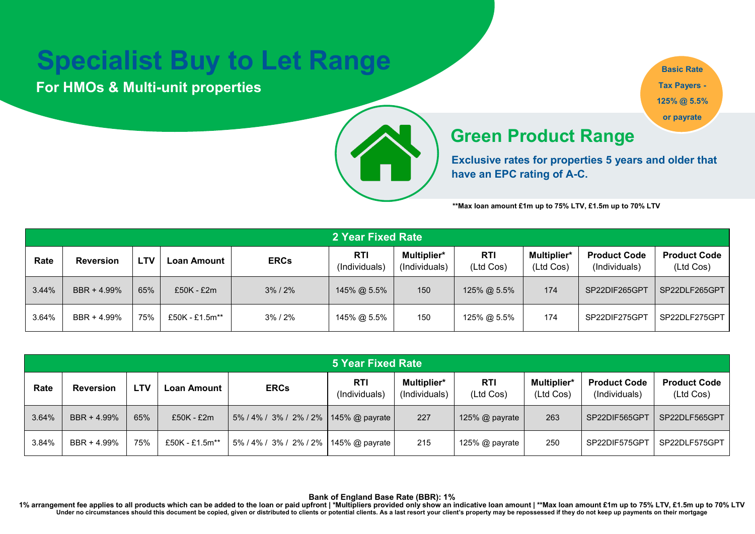# Specialist Buy to Let Range

**For HMOs & Multi-unit properties**

**Basic Rate Tax Payers - 125% @ 5.5% or payrate**

## Green Product Range

**Exclusive rates for properties 5 years and older that have an EPC rating of A-C.**

**\*\*Max loan amount £1m up to 75% LTV, £1.5m up to 70% LTV**

| 2 Year Fixed Rate | | | | | | | | | | |
|---|---|---|---|---|---|---|---|---|---|---|
| **Rate** | **Reversion** | **LTV** | **Loan Amount** | **ERCs** | **RTI** (Individuals) | **Multiplier\*** (Individuals) | **RTI** (Ltd Cos) | **Multiplier\*** (Ltd Cos) | **Product Code** (Individuals) | **Product Code** (Ltd Cos) |
| 3.44% | BBR + 4.99% | 65% | £50K - £2m | 3% / 2% | 145% @ 5.5% | 150 | 125% @ 5.5% | 174 | SP22DIF265GPT | SP22DLF265GPT |
| 3.64% | BBR + 4.99% | 75% | £50K - £1.5m** | 3% / 2% | 145% @ 5.5% | 150 | 125% @ 5.5% | 174 | SP22DIF275GPT | SP22DLF275GPT |

| 5 Year Fixed Rate | | | | | | | | | | |
|---|---|---|---|---|---|---|---|---|---|---|
| **Rate** | **Reversion** | **LTV** | **Loan Amount** | **ERCs** | **RTI** (Individuals) | **Multiplier\*** (Individuals) | **RTI** (Ltd Cos) | **Multiplier\*** (Ltd Cos) | **Product Code** (Individuals) | **Product Code** (Ltd Cos) |
| 3.64% | BBR + 4.99% | 65% | £50K - £2m | 5% / 4% / 3% / 2% / 2% | 145% @ payrate | 227 | 125% @ payrate | 263 | SP22DIF565GPT | SP22DLF565GPT |
| 3.84% | BBR + 4.99% | 75% | £50K - £1.5m** | 5% / 4% / 3% / 2% / 2% | 145% @ payrate | 215 | 125% @ payrate | 250 | SP22DIF575GPT | SP22DLF575GPT |

**Bank of England Base Rate (BBR): 1%**

**1% arrangement fee applies to all products which can be added to the loan or paid upfront | \*Multipliers provided only show an indicative loan amount | \*\*Max loan amount £1m up to 75% LTV, £1.5m up to 70% LTV**

**Under no circumstances should this document be copied, given or distributed to clients or potential clients. As a last resort your client's property may be repossessed if they do not keep up payments on their mortgage**